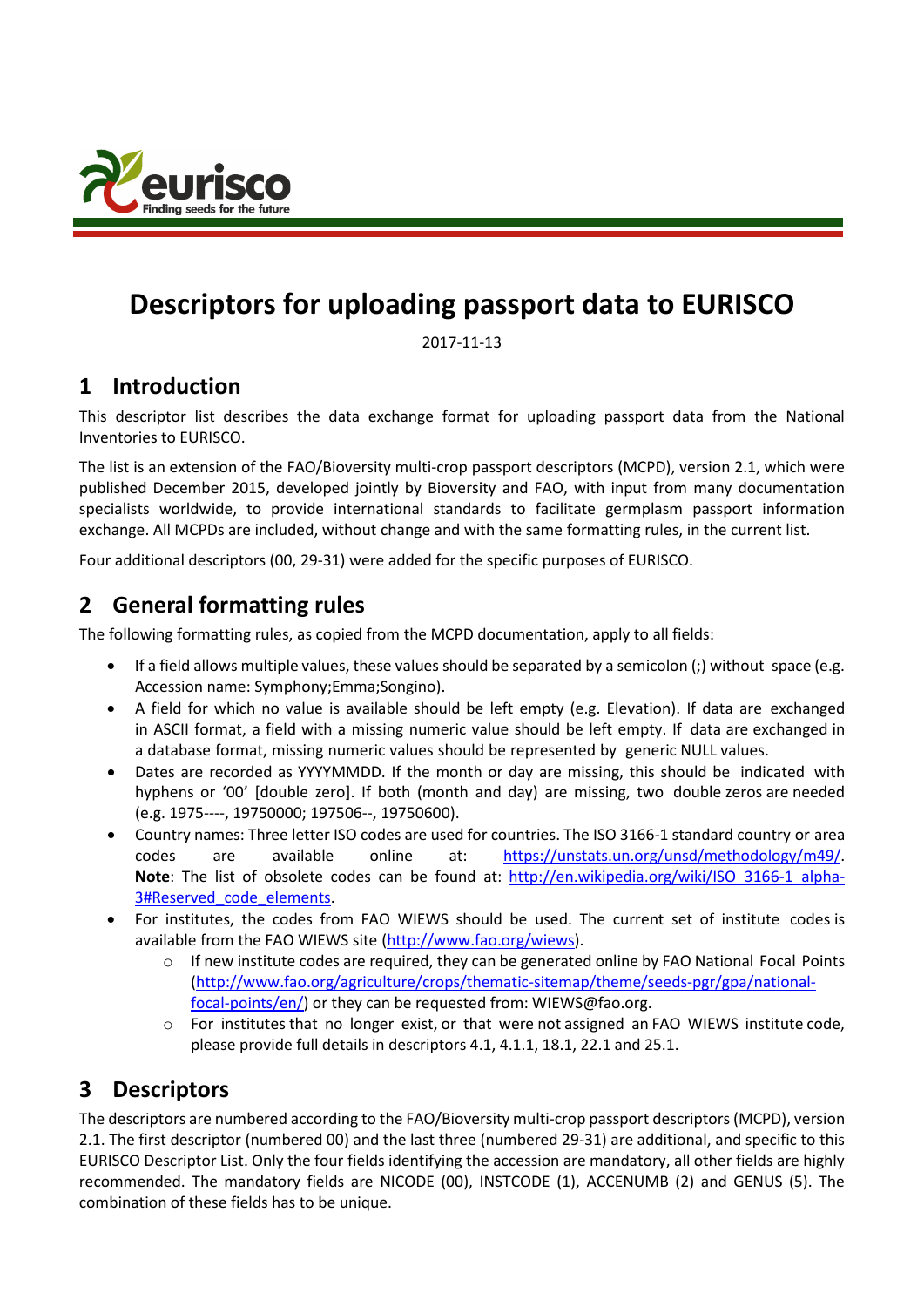# Descriptors for uploading passport data to EURISCO

2017-11-13

## 1 Introduction

This descriptor list describes the data exchange format for uploading passport data from the National Inventories to EURISCO.

The list is an extension of the FAO/Bioversity multi-crop passport descriptors (MCPD), version 2.1, which were published December 2015, developed jointly by Bioversity and FAO, with input from many documentation specialists worldwide, to provide international standards to facilitate germplasm passport information exchange. All MCPDs are included, without change and with the same formatting rules, in the current list.

Four additional descriptors (00, 29-31) were added for the specific purposes of EURISCO.

## 2 General formatting rules

The following formatting rules, as copied from the MCPD documentation, apply to all fields:

- If a field allows multiple values, these values should be separated by a semicolon (;) without space (e.g. Accession name: Symphony;Emma;Songino).
- A field for which no value is available should be left empty (e.g. Elevation). If data are exchanged in ASCII format, a field with a missing numeric value should be left empty. If data are exchanged in a database format, missing numeric values should be represented by generic NULL values.
- Dates are recorded as YYYYMMDD. If the month or day are missing, this should be indicated with hyphens or '00' [double zero]. If both (month and day) are missing, two double zeros are needed (e.g. 1975----, 19750000; 197506--, 19750600).
- Country names: Three letter ISO codes are used for countries. The ISO 3166-1 standard country or area codes are available online at: https://unstats.un.org/unsd/methodology/m49/. **Note**: The list of obsolete codes can be found at: http://en.wikipedia.org/wiki/ISO_3166-1_alpha-3#Reserved_code_elements.
- For institutes, the codes from FAO WIEWS should be used. The current set of institute codes is available from the FAO WIEWS site (http://www.fao.org/wiews).
  - If new institute codes are required, they can be generated online by FAO National Focal Points (http://www.fao.org/agriculture/crops/thematic-sitemap/theme/seeds-pgr/gpa/national-focal-points/en/) or they can be requested from: WIEWS@fao.org.
  - For institutes that no longer exist, or that were not assigned an FAO WIEWS institute code, please provide full details in descriptors 4.1, 4.1.1, 18.1, 22.1 and 25.1.

## 3 Descriptors

The descriptors are numbered according to the FAO/Bioversity multi-crop passport descriptors (MCPD), version 2.1. The first descriptor (numbered 00) and the last three (numbered 29-31) are additional, and specific to this EURISCO Descriptor List. Only the four fields identifying the accession are mandatory, all other fields are highly recommended. The mandatory fields are NICODE (00), INSTCODE (1), ACCENUMB (2) and GENUS (5). The combination of these fields has to be unique.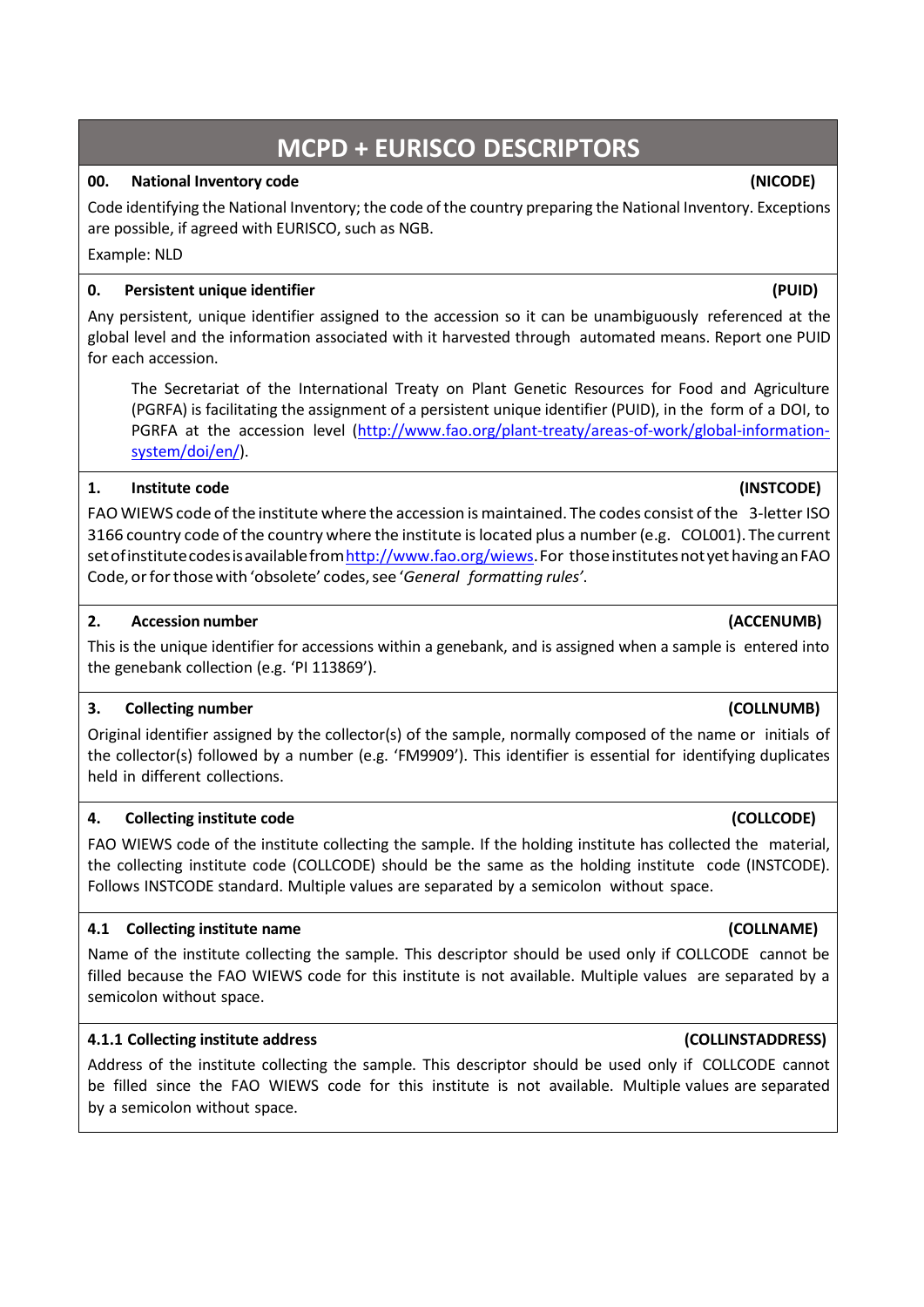# MCPD + EURISCO DESCRIPTORS

### 00. National Inventory code (NICODE)

Code identifying the National Inventory; the code of the country preparing the National Inventory. Exceptions are possible, if agreed with EURISCO, such as NGB.

Example: NLD

### 0. Persistent unique identifier (PUID)

Any persistent, unique identifier assigned to the accession so it can be unambiguously referenced at the global level and the information associated with it harvested through automated means. Report one PUID for each accession.

> The Secretariat of the International Treaty on Plant Genetic Resources for Food and Agriculture (PGRFA) is facilitating the assignment of a persistent unique identifier (PUID), in the form of a DOI, to PGRFA at the accession level (http://www.fao.org/plant-treaty/areas-of-work/global-information-system/doi/en/).

### 1. Institute code (INSTCODE)

FAO WIEWS code of the institute where the accession is maintained. The codes consist of the 3-letter ISO 3166 country code of the country where the institute is located plus a number (e.g. COL001). The current set of institute codes is available from http://www.fao.org/wiews. For those institutes not yet having an FAO Code, or for those with 'obsolete' codes, see '*General formatting rules*'.

### 2. Accession number (ACCENUMB)

This is the unique identifier for accessions within a genebank, and is assigned when a sample is entered into the genebank collection (e.g. 'PI 113869').

### 3. Collecting number (COLLNUMB)

Original identifier assigned by the collector(s) of the sample, normally composed of the name or initials of the collector(s) followed by a number (e.g. 'FM9909'). This identifier is essential for identifying duplicates held in different collections.

### 4. Collecting institute code (COLLCODE)

FAO WIEWS code of the institute collecting the sample. If the holding institute has collected the material, the collecting institute code (COLLCODE) should be the same as the holding institute code (INSTCODE). Follows INSTCODE standard. Multiple values are separated by a semicolon without space.

### 4.1 Collecting institute name (COLLNAME)

Name of the institute collecting the sample. This descriptor should be used only if COLLCODE cannot be filled because the FAO WIEWS code for this institute is not available. Multiple values are separated by a semicolon without space.

### 4.1.1 Collecting institute address (COLLINSTADDRESS)

Address of the institute collecting the sample. This descriptor should be used only if COLLCODE cannot be filled since the FAO WIEWS code for this institute is not available. Multiple values are separated by a semicolon without space.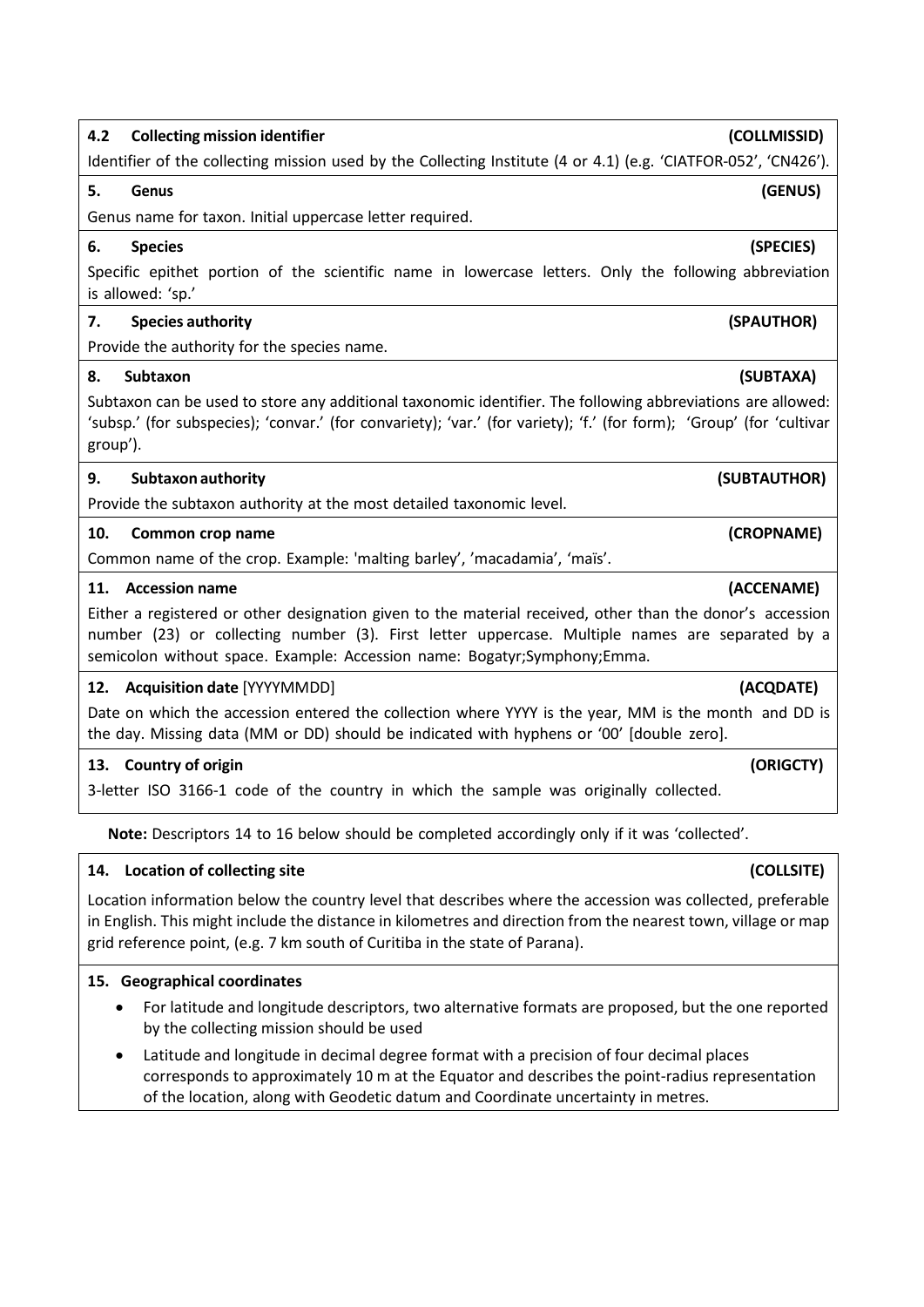**4.2 Collecting mission identifier (COLLMISSID)**

Identifier of the collecting mission used by the Collecting Institute (4 or 4.1) (e.g. 'CIATFOR-052', 'CN426').

**5. Genus (GENUS)**

Genus name for taxon. Initial uppercase letter required.

**6. Species (SPECIES)**

Specific epithet portion of the scientific name in lowercase letters. Only the following abbreviation is allowed: 'sp.'

**7. Species authority (SPAUTHOR)**

Provide the authority for the species name.

**8. Subtaxon (SUBTAXA)**

Subtaxon can be used to store any additional taxonomic identifier. The following abbreviations are allowed: 'subsp.' (for subspecies); 'convar.' (for convariety); 'var.' (for variety); 'f.' (for form); 'Group' (for 'cultivar group').

**9. Subtaxon authority (SUBTAUTHOR)**

Provide the subtaxon authority at the most detailed taxonomic level.

**10. Common crop name (CROPNAME)**

Common name of the crop. Example: 'malting barley', 'macadamia', 'maïs'.

**11. Accession name (ACCENAME)**

Either a registered or other designation given to the material received, other than the donor's accession number (23) or collecting number (3). First letter uppercase. Multiple names are separated by a semicolon without space. Example: Accession name: Bogatyr;Symphony;Emma.

**12. Acquisition date** [YYYYMMDD] **(ACQDATE)**

Date on which the accession entered the collection where YYYY is the year, MM is the month and DD is the day. Missing data (MM or DD) should be indicated with hyphens or '00' [double zero].

**13. Country of origin (ORIGCTY)**

3-letter ISO 3166-1 code of the country in which the sample was originally collected.

**Note:** Descriptors 14 to 16 below should be completed accordingly only if it was 'collected'.

**14. Location of collecting site (COLLSITE)**

Location information below the country level that describes where the accession was collected, preferable in English. This might include the distance in kilometres and direction from the nearest town, village or map grid reference point, (e.g. 7 km south of Curitiba in the state of Parana).

**15. Geographical coordinates**

- For latitude and longitude descriptors, two alternative formats are proposed, but the one reported by the collecting mission should be used
- Latitude and longitude in decimal degree format with a precision of four decimal places corresponds to approximately 10 m at the Equator and describes the point-radius representation of the location, along with Geodetic datum and Coordinate uncertainty in metres.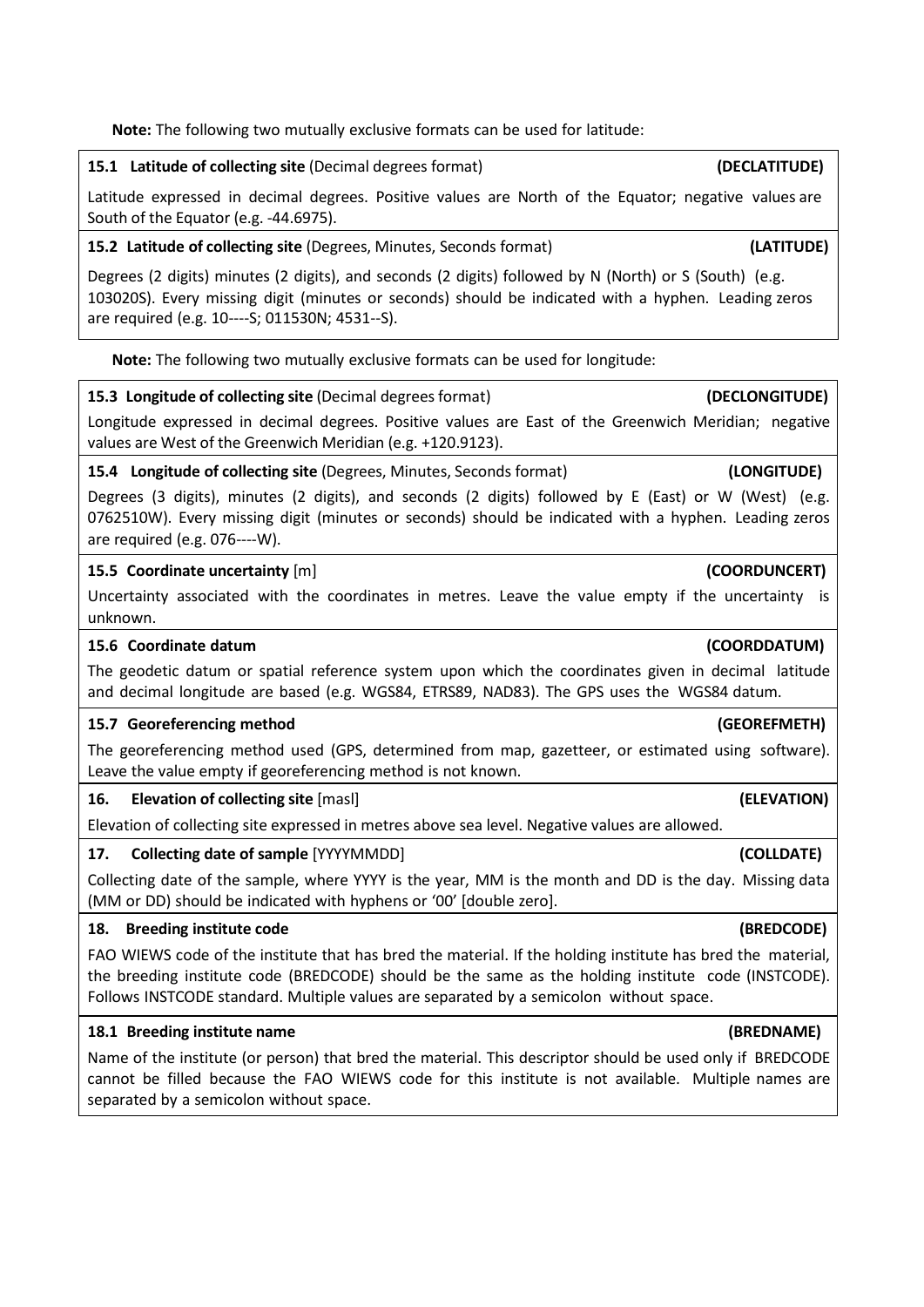**Note:** The following two mutually exclusive formats can be used for latitude:

**15.1 Latitude of collecting site** (Decimal degrees format) **(DECLATITUDE)**

Latitude expressed in decimal degrees. Positive values are North of the Equator; negative values are South of the Equator (e.g. -44.6975).

**15.2 Latitude of collecting site** (Degrees, Minutes, Seconds format) **(LATITUDE)**

Degrees (2 digits) minutes (2 digits), and seconds (2 digits) followed by N (North) or S (South) (e.g. 103020S). Every missing digit (minutes or seconds) should be indicated with a hyphen. Leading zeros are required (e.g. 10----S; 011530N; 4531--S).

**Note:** The following two mutually exclusive formats can be used for longitude:

**15.3 Longitude of collecting site** (Decimal degrees format) **(DECLONGITUDE)**

Longitude expressed in decimal degrees. Positive values are East of the Greenwich Meridian; negative values are West of the Greenwich Meridian (e.g. +120.9123).

**15.4 Longitude of collecting site** (Degrees, Minutes, Seconds format) **(LONGITUDE)**

Degrees (3 digits), minutes (2 digits), and seconds (2 digits) followed by E (East) or W (West) (e.g. 0762510W). Every missing digit (minutes or seconds) should be indicated with a hyphen. Leading zeros are required (e.g. 076----W).

**15.5 Coordinate uncertainty** [m] **(COORDUNCERT)**

Uncertainty associated with the coordinates in metres. Leave the value empty if the uncertainty is unknown.

**15.6 Coordinate datum** **(COORDDATUM)**

The geodetic datum or spatial reference system upon which the coordinates given in decimal latitude and decimal longitude are based (e.g. WGS84, ETRS89, NAD83). The GPS uses the WGS84 datum.

**15.7 Georeferencing method** **(GEOREFMETH)**

The georeferencing method used (GPS, determined from map, gazetteer, or estimated using software). Leave the value empty if georeferencing method is not known.

**16. Elevation of collecting site** [masl] **(ELEVATION)**

Elevation of collecting site expressed in metres above sea level. Negative values are allowed.

**17. Collecting date of sample** [YYYYMMDD] **(COLLDATE)**

Collecting date of the sample, where YYYY is the year, MM is the month and DD is the day. Missing data (MM or DD) should be indicated with hyphens or '00' [double zero].

**18. Breeding institute code** **(BREDCODE)**

FAO WIEWS code of the institute that has bred the material. If the holding institute has bred the material, the breeding institute code (BREDCODE) should be the same as the holding institute code (INSTCODE). Follows INSTCODE standard. Multiple values are separated by a semicolon without space.

**18.1 Breeding institute name** **(BREDNAME)**

Name of the institute (or person) that bred the material. This descriptor should be used only if BREDCODE cannot be filled because the FAO WIEWS code for this institute is not available. Multiple names are separated by a semicolon without space.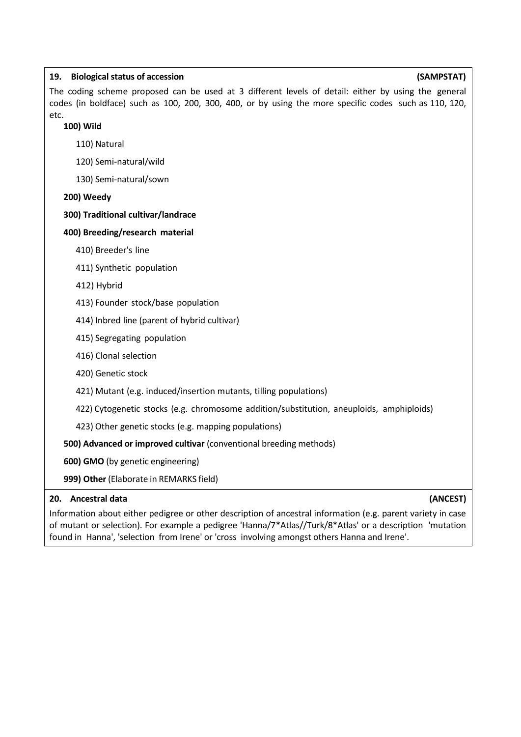### 19. Biological status of accession (SAMPSTAT)

The coding scheme proposed can be used at 3 different levels of detail: either by using the general codes (in boldface) such as 100, 200, 300, 400, or by using the more specific codes such as 110, 120, etc.

**100) Wild**

- 110) Natural
- 120) Semi-natural/wild
- 130) Semi-natural/sown

**200) Weedy**

**300) Traditional cultivar/landrace**

**400) Breeding/research material**

- 410) Breeder's line
- 411) Synthetic population
- 412) Hybrid
- 413) Founder stock/base population
- 414) Inbred line (parent of hybrid cultivar)
- 415) Segregating population
- 416) Clonal selection
- 420) Genetic stock
- 421) Mutant (e.g. induced/insertion mutants, tilling populations)
- 422) Cytogenetic stocks (e.g. chromosome addition/substitution, aneuploids, amphiploids)
- 423) Other genetic stocks (e.g. mapping populations)

**500) Advanced or improved cultivar** (conventional breeding methods)

**600) GMO** (by genetic engineering)

**999) Other** (Elaborate in REMARKS field)

### 20. Ancestral data (ANCEST)

Information about either pedigree or other description of ancestral information (e.g. parent variety in case of mutant or selection). For example a pedigree 'Hanna/7*Atlas//Turk/8*Atlas' or a description 'mutation found in Hanna', 'selection from Irene' or 'cross involving amongst others Hanna and Irene'.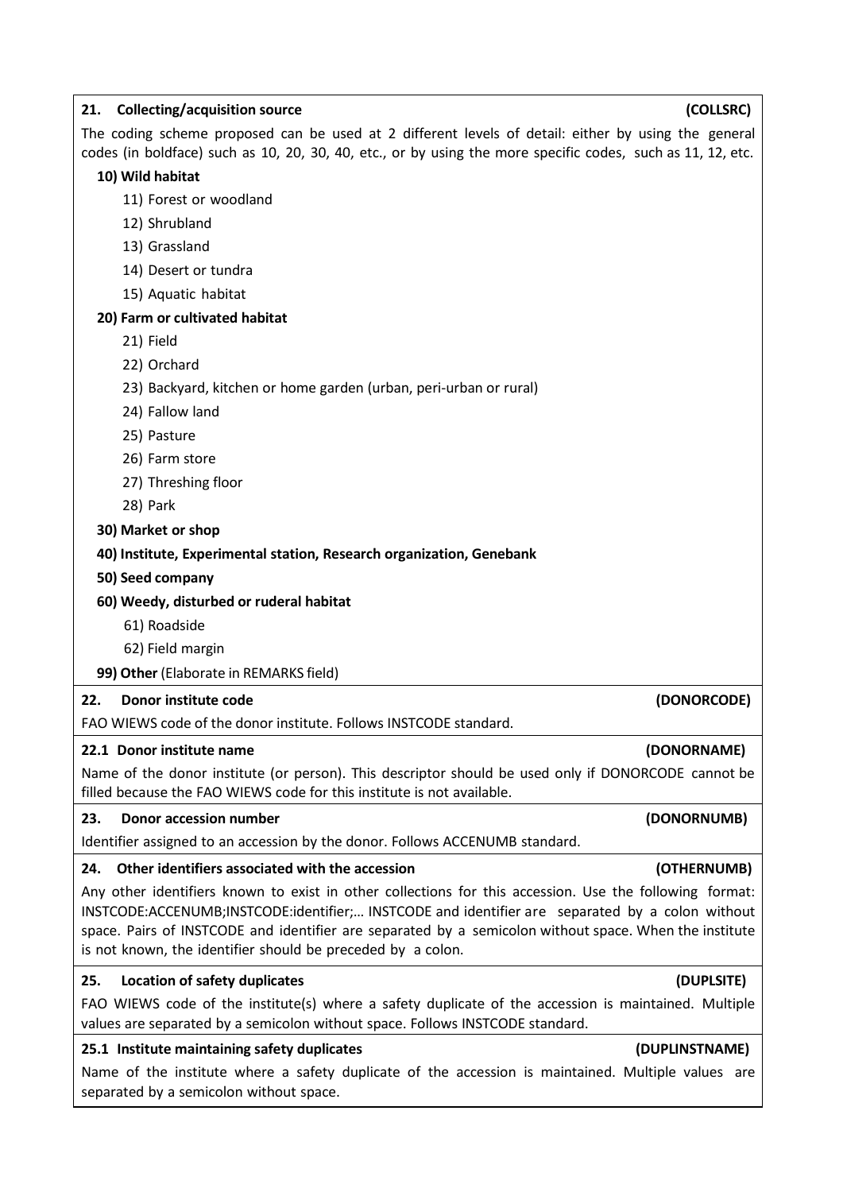### 21. Collecting/acquisition source (COLLSRC)

The coding scheme proposed can be used at 2 different levels of detail: either by using the general codes (in boldface) such as 10, 20, 30, 40, etc., or by using the more specific codes, such as 11, 12, etc.

**10) Wild habitat**

- 11) Forest or woodland
- 12) Shrubland
- 13) Grassland
- 14) Desert or tundra
- 15) Aquatic habitat

**20) Farm or cultivated habitat**

- 21) Field
- 22) Orchard
- 23) Backyard, kitchen or home garden (urban, peri-urban or rural)
- 24) Fallow land
- 25) Pasture
- 26) Farm store
- 27) Threshing floor
- 28) Park

**30) Market or shop**

**40) Institute, Experimental station, Research organization, Genebank**

**50) Seed company**

**60) Weedy, disturbed or ruderal habitat**

- 61) Roadside
- 62) Field margin

**99) Other** (Elaborate in REMARKS field)

### 22. Donor institute code (DONORCODE)

FAO WIEWS code of the donor institute. Follows INSTCODE standard.

### 22.1 Donor institute name (DONORNAME)

Name of the donor institute (or person). This descriptor should be used only if DONORCODE cannot be filled because the FAO WIEWS code for this institute is not available.

### 23. Donor accession number (DONORNUMB)

Identifier assigned to an accession by the donor. Follows ACCENUMB standard.

### 24. Other identifiers associated with the accession (OTHERNUMB)

Any other identifiers known to exist in other collections for this accession. Use the following format: INSTCODE:ACCENUMB;INSTCODE:identifier;… INSTCODE and identifier are separated by a colon without space. Pairs of INSTCODE and identifier are separated by a semicolon without space. When the institute is not known, the identifier should be preceded by a colon.

### 25. Location of safety duplicates (DUPLSITE)

FAO WIEWS code of the institute(s) where a safety duplicate of the accession is maintained. Multiple values are separated by a semicolon without space. Follows INSTCODE standard.

### 25.1 Institute maintaining safety duplicates (DUPLINSTNAME)

Name of the institute where a safety duplicate of the accession is maintained. Multiple values are separated by a semicolon without space.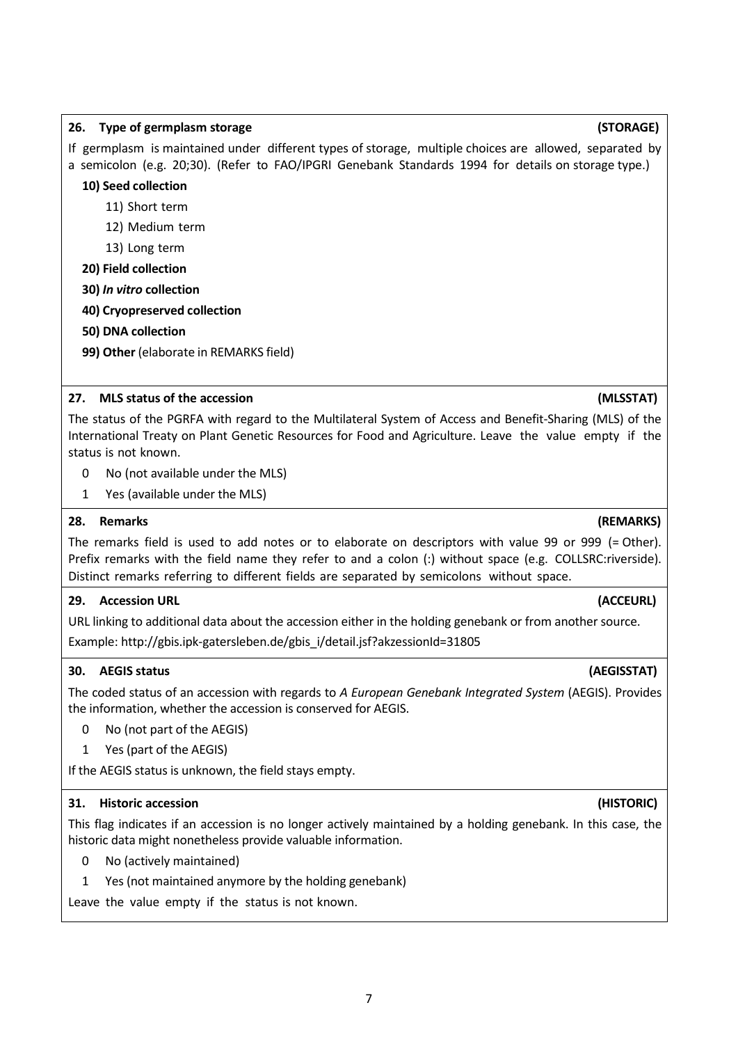### 26. Type of germplasm storage (STORAGE)

If germplasm is maintained under different types of storage, multiple choices are allowed, separated by a semicolon (e.g. 20;30). (Refer to FAO/IPGRI Genebank Standards 1994 for details on storage type.)

**10) Seed collection**

- 11) Short term
- 12) Medium term
- 13) Long term

**20) Field collection**

**30) *In vitro* collection**

**40) Cryopreserved collection**

**50) DNA collection**

**99) Other** (elaborate in REMARKS field)

### 27. MLS status of the accession (MLSSTAT)

The status of the PGRFA with regard to the Multilateral System of Access and Benefit-Sharing (MLS) of the International Treaty on Plant Genetic Resources for Food and Agriculture. Leave the value empty if the status is not known.

- 0 No (not available under the MLS)
- 1 Yes (available under the MLS)

### 28. Remarks (REMARKS)

The remarks field is used to add notes or to elaborate on descriptors with value 99 or 999 (= Other). Prefix remarks with the field name they refer to and a colon (:) without space (e.g. COLLSRC:riverside). Distinct remarks referring to different fields are separated by semicolons without space.

### 29. Accession URL (ACCEURL)

URL linking to additional data about the accession either in the holding genebank or from another source.

Example: http://gbis.ipk-gatersleben.de/gbis_i/detail.jsf?akzessionId=31805

### 30. AEGIS status (AEGISSTAT)

The coded status of an accession with regards to *A European Genebank Integrated System* (AEGIS). Provides the information, whether the accession is conserved for AEGIS.

- 0 No (not part of the AEGIS)
- 1 Yes (part of the AEGIS)

If the AEGIS status is unknown, the field stays empty.

### 31. Historic accession (HISTORIC)

This flag indicates if an accession is no longer actively maintained by a holding genebank. In this case, the historic data might nonetheless provide valuable information.

- 0 No (actively maintained)
- 1 Yes (not maintained anymore by the holding genebank)

Leave the value empty if the status is not known.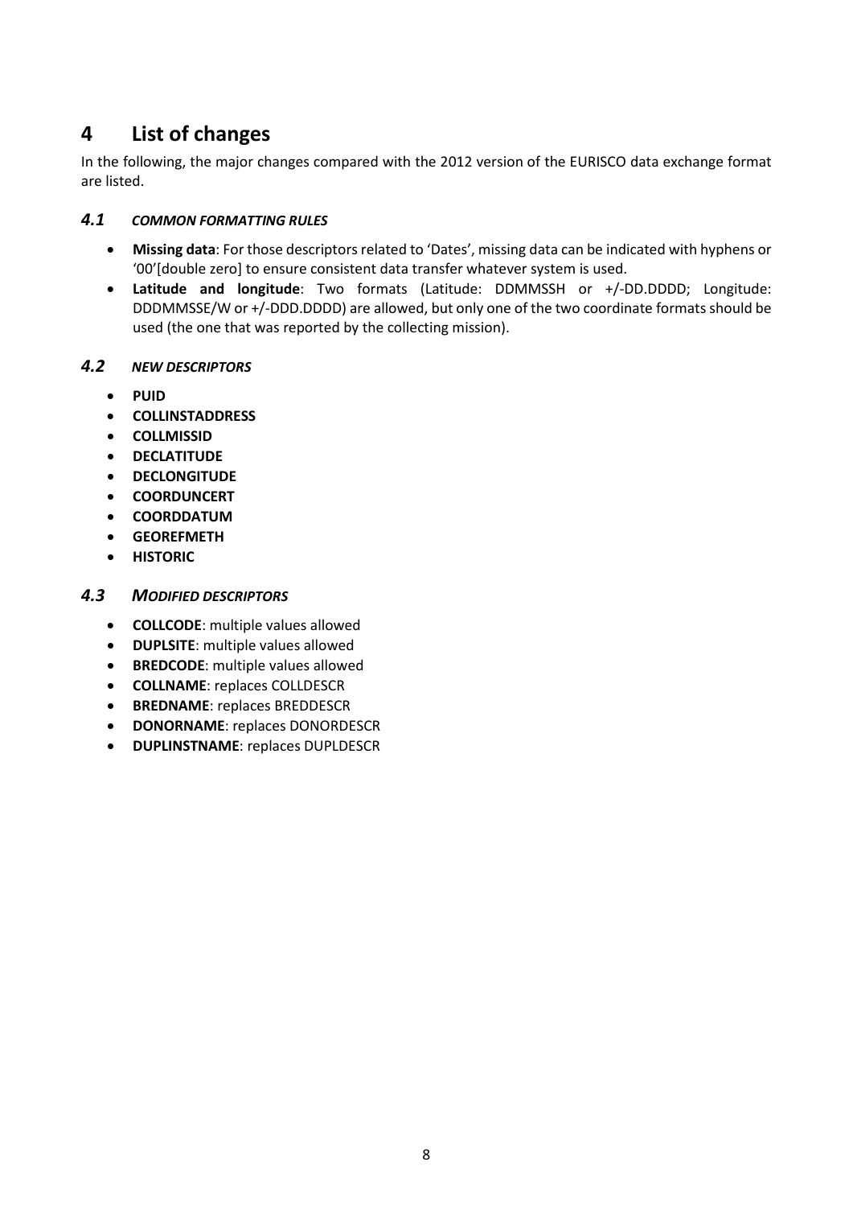# 4 List of changes

In the following, the major changes compared with the 2012 version of the EURISCO data exchange format are listed.

## *4.1 COMMON FORMATTING RULES*

- **Missing data**: For those descriptors related to 'Dates', missing data can be indicated with hyphens or '00'[double zero] to ensure consistent data transfer whatever system is used.
- **Latitude and longitude**: Two formats (Latitude: DDMMSSH or +/-DD.DDDD; Longitude: DDDMMSSE/W or +/-DDD.DDDD) are allowed, but only one of the two coordinate formats should be used (the one that was reported by the collecting mission).

## *4.2 NEW DESCRIPTORS*

- **PUID**
- **COLLINSTADDRESS**
- **COLLMISSID**
- **DECLATITUDE**
- **DECLONGITUDE**
- **COORDUNCERT**
- **COORDDATUM**
- **GEOREFMETH**
- **HISTORIC**

## *4.3 MODIFIED DESCRIPTORS*

- **COLLCODE**: multiple values allowed
- **DUPLSITE**: multiple values allowed
- **BREDCODE**: multiple values allowed
- **COLLNAME**: replaces COLLDESCR
- **BREDNAME**: replaces BREDDESCR
- **DONORNAME**: replaces DONORDESCR
- **DUPLINSTNAME**: replaces DUPLDESCR